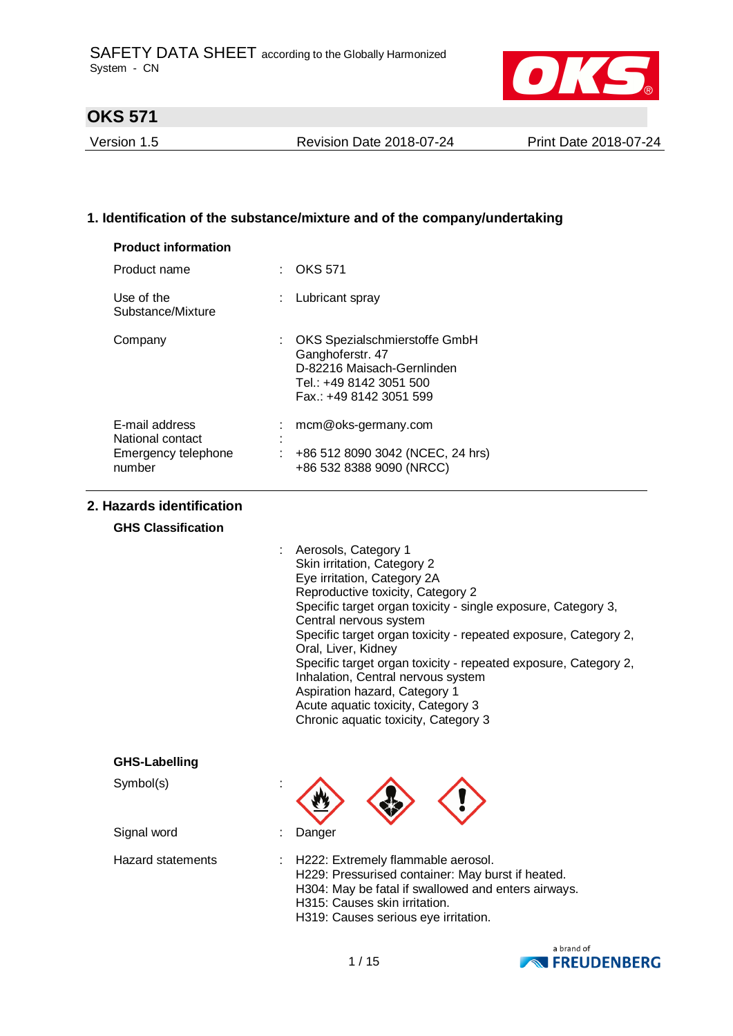SAFETY DATA SHEET according to the Globally Harmonized System - CN

# OKS 571

| Version 1.5 | Revision Date 2018-07-24 | Print Date 2018-07-24 |
|---|---|---|

## 1. Identification of the substance/mixture and of the company/undertaking

**Product information**

| | | |
|---|---|---|
| Product name | : | OKS 571 |
| Use of the Substance/Mixture | : | Lubricant spray |
| Company | : | OKS Spezialschmierstoffe GmbH<br>Ganghoferstr. 47<br>D-82216 Maisach-Gernlinden<br>Tel.: +49 8142 3051 500<br>Fax.: +49 8142 3051 599 |
| E-mail address | : | mcm@oks-germany.com |
| National contact | : | |
| Emergency telephone number | : | +86 512 8090 3042 (NCEC, 24 hrs)<br>+86 532 8388 9090 (NRCC) |

## 2. Hazards identification

**GHS Classification**

: Aerosols, Category 1
Skin irritation, Category 2
Eye irritation, Category 2A
Reproductive toxicity, Category 2
Specific target organ toxicity - single exposure, Category 3, Central nervous system
Specific target organ toxicity - repeated exposure, Category 2, Oral, Liver, Kidney
Specific target organ toxicity - repeated exposure, Category 2, Inhalation, Central nervous system
Aspiration hazard, Category 1
Acute aquatic toxicity, Category 3
Chronic aquatic toxicity, Category 3

**GHS-Labelling**

| | | |
|---|---|---|
| Symbol(s) | : | |
| Signal word | : | Danger |
| Hazard statements | : | H222: Extremely flammable aerosol.<br>H229: Pressurised container: May burst if heated.<br>H304: May be fatal if swallowed and enters airways.<br>H315: Causes skin irritation.<br>H319: Causes serious eye irritation. |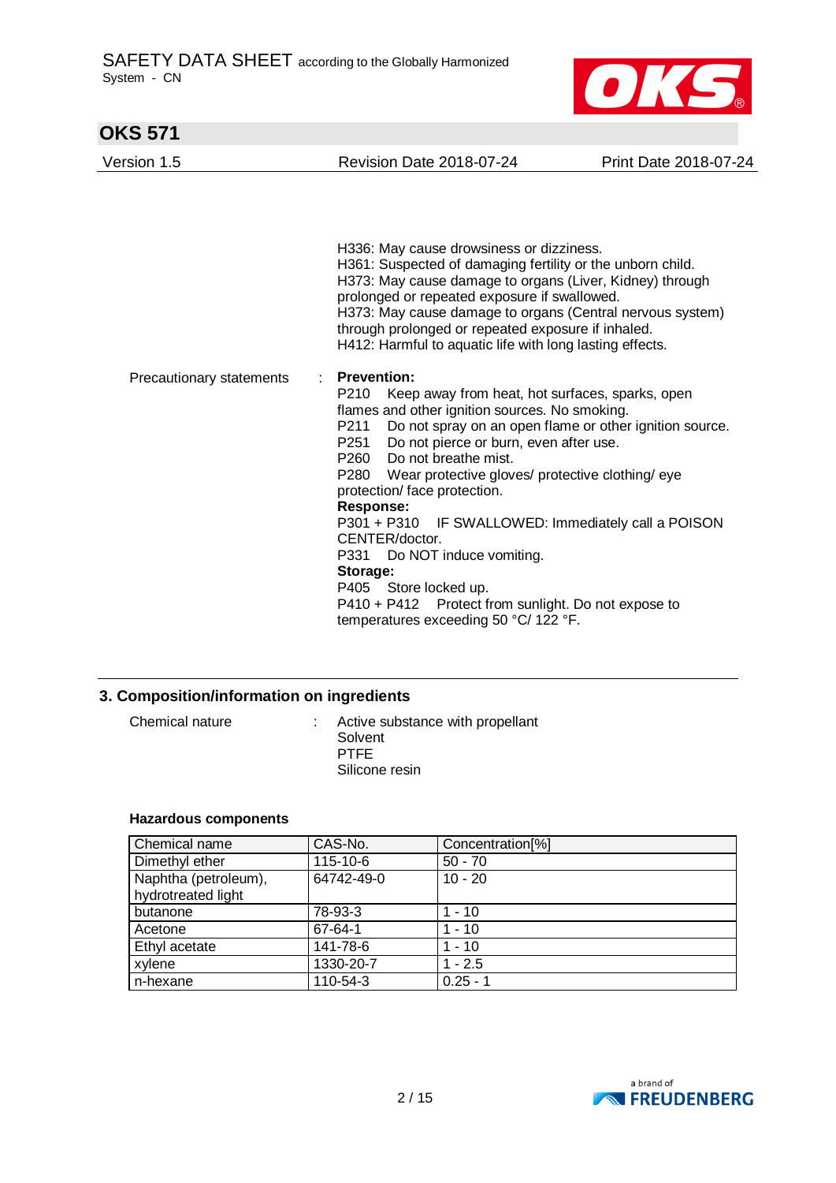H336: May cause drowsiness or dizziness.
H361: Suspected of damaging fertility or the unborn child.
H373: May cause damage to organs (Liver, Kidney) through prolonged or repeated exposure if swallowed.
H373: May cause damage to organs (Central nervous system) through prolonged or repeated exposure if inhaled.
H412: Harmful to aquatic life with long lasting effects.

Precautionary statements :

**Prevention:**
P210 Keep away from heat, hot surfaces, sparks, open flames and other ignition sources. No smoking.
P211 Do not spray on an open flame or other ignition source.
P251 Do not pierce or burn, even after use.
P260 Do not breathe mist.
P280 Wear protective gloves/ protective clothing/ eye protection/ face protection.

**Response:**
P301 + P310 IF SWALLOWED: Immediately call a POISON CENTER/doctor.
P331 Do NOT induce vomiting.

**Storage:**
P405 Store locked up.
P410 + P412 Protect from sunlight. Do not expose to temperatures exceeding 50 °C/ 122 °F.

## 3. Composition/information on ingredients

Chemical nature : Active substance with propellant
Solvent
PTFE
Silicone resin

**Hazardous components**

| Chemical name | CAS-No. | Concentration[%] |
|---|---|---|
| Dimethyl ether | 115-10-6 | 50 - 70 |
| Naphtha (petroleum), hydrotreated light | 64742-49-0 | 10 - 20 |
| butanone | 78-93-3 | 1 - 10 |
| Acetone | 67-64-1 | 1 - 10 |
| Ethyl acetate | 141-78-6 | 1 - 10 |
| xylene | 1330-20-7 | 1 - 2.5 |
| n-hexane | 110-54-3 | 0.25 - 1 |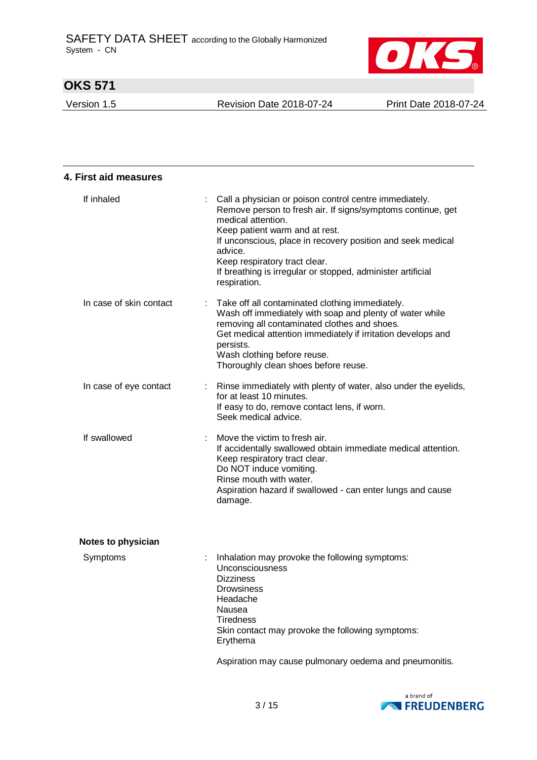## 4. First aid measures

| | | |
|---|---|---|
| If inhaled | : | Call a physician or poison control centre immediately.<br>Remove person to fresh air. If signs/symptoms continue, get medical attention.<br>Keep patient warm and at rest.<br>If unconscious, place in recovery position and seek medical advice.<br>Keep respiratory tract clear.<br>If breathing is irregular or stopped, administer artificial respiration. |
| In case of skin contact | : | Take off all contaminated clothing immediately.<br>Wash off immediately with soap and plenty of water while removing all contaminated clothes and shoes.<br>Get medical attention immediately if irritation develops and persists.<br>Wash clothing before reuse.<br>Thoroughly clean shoes before reuse. |
| In case of eye contact | : | Rinse immediately with plenty of water, also under the eyelids, for at least 10 minutes.<br>If easy to do, remove contact lens, if worn.<br>Seek medical advice. |
| If swallowed | : | Move the victim to fresh air.<br>If accidentally swallowed obtain immediate medical attention.<br>Keep respiratory tract clear.<br>Do NOT induce vomiting.<br>Rinse mouth with water.<br>Aspiration hazard if swallowed - can enter lungs and cause damage. |

### Notes to physician

| | | |
|---|---|---|
| Symptoms | : | Inhalation may provoke the following symptoms:<br>Unconsciousness<br>Dizziness<br>Drowsiness<br>Headache<br>Nausea<br>Tiredness<br>Skin contact may provoke the following symptoms:<br>Erythema<br><br>Aspiration may cause pulmonary oedema and pneumonitis. |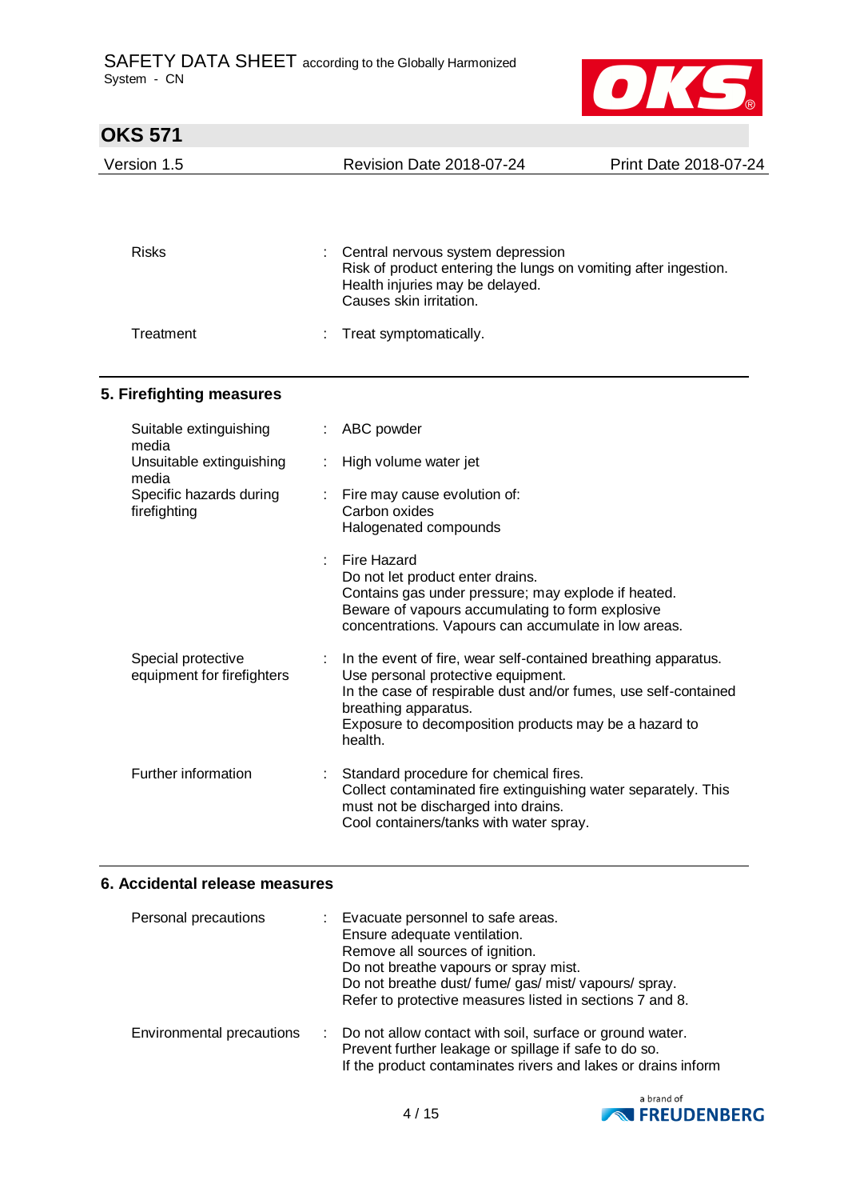| | | |
|---|---|---|
| Risks | : | Central nervous system depression<br>Risk of product entering the lungs on vomiting after ingestion.<br>Health injuries may be delayed.<br>Causes skin irritation. |
| Treatment | : | Treat symptomatically. |

## 5. Firefighting measures

| | | |
|---|---|---|
| Suitable extinguishing media | : | ABC powder |
| Unsuitable extinguishing media | : | High volume water jet |
| Specific hazards during firefighting | : | Fire may cause evolution of:<br>Carbon oxides<br>Halogenated compounds |
| | : | Fire Hazard<br>Do not let product enter drains.<br>Contains gas under pressure; may explode if heated.<br>Beware of vapours accumulating to form explosive concentrations. Vapours can accumulate in low areas. |
| Special protective equipment for firefighters | : | In the event of fire, wear self-contained breathing apparatus.<br>Use personal protective equipment.<br>In the case of respirable dust and/or fumes, use self-contained breathing apparatus.<br>Exposure to decomposition products may be a hazard to health. |
| Further information | : | Standard procedure for chemical fires.<br>Collect contaminated fire extinguishing water separately. This must not be discharged into drains.<br>Cool containers/tanks with water spray. |

## 6. Accidental release measures

| | | |
|---|---|---|
| Personal precautions | : | Evacuate personnel to safe areas.<br>Ensure adequate ventilation.<br>Remove all sources of ignition.<br>Do not breathe vapours or spray mist.<br>Do not breathe dust/ fume/ gas/ mist/ vapours/ spray.<br>Refer to protective measures listed in sections 7 and 8. |
| Environmental precautions | : | Do not allow contact with soil, surface or ground water.<br>Prevent further leakage or spillage if safe to do so.<br>If the product contaminates rivers and lakes or drains inform |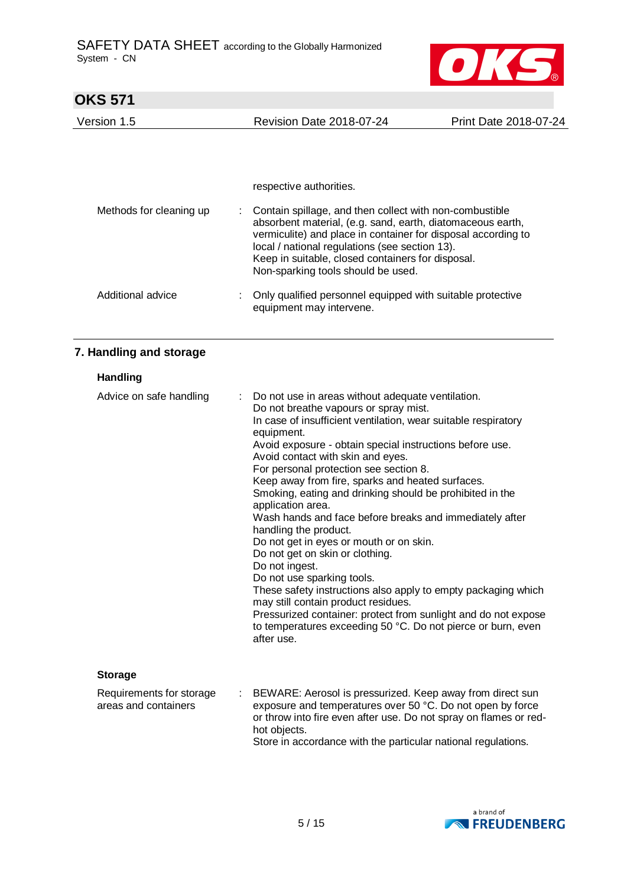| | | |
|---|---|---|
| | | respective authorities. |
| Methods for cleaning up | : | Contain spillage, and then collect with non-combustible absorbent material, (e.g. sand, earth, diatomaceous earth, vermiculite) and place in container for disposal according to local / national regulations (see section 13).<br>Keep in suitable, closed containers for disposal.<br>Non-sparking tools should be used. |
| Additional advice | : | Only qualified personnel equipped with suitable protective equipment may intervene. |

## 7. Handling and storage

### Handling

| | | |
|---|---|---|
| Advice on safe handling | : | Do not use in areas without adequate ventilation.<br>Do not breathe vapours or spray mist.<br>In case of insufficient ventilation, wear suitable respiratory equipment.<br>Avoid exposure - obtain special instructions before use.<br>Avoid contact with skin and eyes.<br>For personal protection see section 8.<br>Keep away from fire, sparks and heated surfaces.<br>Smoking, eating and drinking should be prohibited in the application area.<br>Wash hands and face before breaks and immediately after handling the product.<br>Do not get in eyes or mouth or on skin.<br>Do not get on skin or clothing.<br>Do not ingest.<br>Do not use sparking tools.<br>These safety instructions also apply to empty packaging which may still contain product residues.<br>Pressurized container: protect from sunlight and do not expose to temperatures exceeding 50 °C. Do not pierce or burn, even after use. |

### Storage

| | | |
|---|---|---|
| Requirements for storage areas and containers | : | BEWARE: Aerosol is pressurized. Keep away from direct sun exposure and temperatures over 50 °C. Do not open by force or throw into fire even after use. Do not spray on flames or red-hot objects.<br>Store in accordance with the particular national regulations. |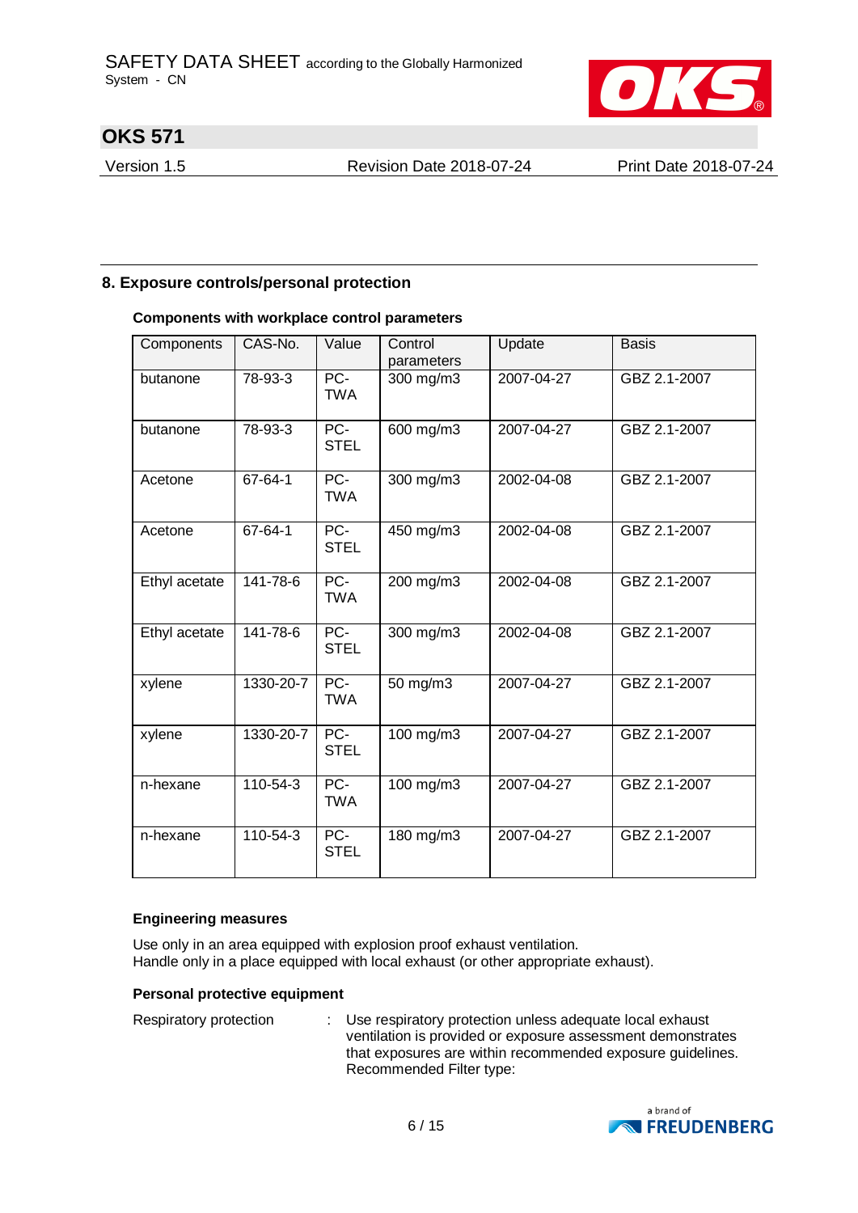## 8. Exposure controls/personal protection

### Components with workplace control parameters

| Components | CAS-No. | Value | Control parameters | Update | Basis |
|---|---|---|---|---|---|
| butanone | 78-93-3 | PC-TWA | 300 mg/m3 | 2007-04-27 | GBZ 2.1-2007 |
| butanone | 78-93-3 | PC-STEL | 600 mg/m3 | 2007-04-27 | GBZ 2.1-2007 |
| Acetone | 67-64-1 | PC-TWA | 300 mg/m3 | 2002-04-08 | GBZ 2.1-2007 |
| Acetone | 67-64-1 | PC-STEL | 450 mg/m3 | 2002-04-08 | GBZ 2.1-2007 |
| Ethyl acetate | 141-78-6 | PC-TWA | 200 mg/m3 | 2002-04-08 | GBZ 2.1-2007 |
| Ethyl acetate | 141-78-6 | PC-STEL | 300 mg/m3 | 2002-04-08 | GBZ 2.1-2007 |
| xylene | 1330-20-7 | PC-TWA | 50 mg/m3 | 2007-04-27 | GBZ 2.1-2007 |
| xylene | 1330-20-7 | PC-STEL | 100 mg/m3 | 2007-04-27 | GBZ 2.1-2007 |
| n-hexane | 110-54-3 | PC-TWA | 100 mg/m3 | 2007-04-27 | GBZ 2.1-2007 |
| n-hexane | 110-54-3 | PC-STEL | 180 mg/m3 | 2007-04-27 | GBZ 2.1-2007 |

### Engineering measures

Use only in an area equipped with explosion proof exhaust ventilation.
Handle only in a place equipped with local exhaust (or other appropriate exhaust).

### Personal protective equipment

Respiratory protection : Use respiratory protection unless adequate local exhaust ventilation is provided or exposure assessment demonstrates that exposures are within recommended exposure guidelines.
Recommended Filter type: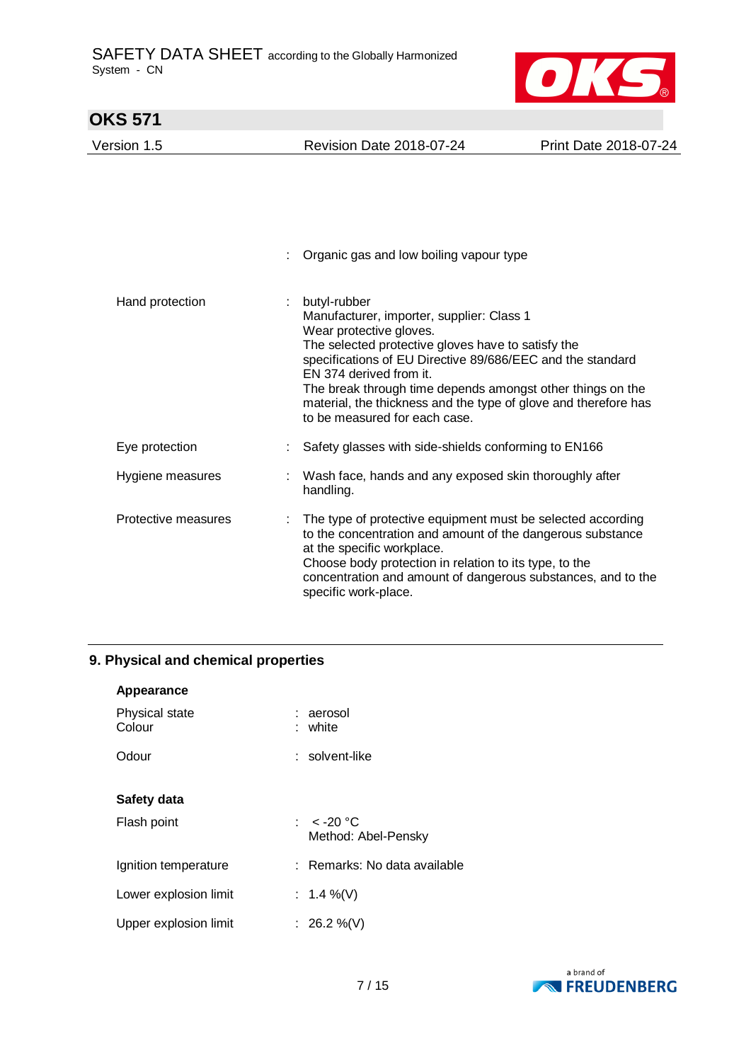| | | |
|---|---|---|
| | : | Organic gas and low boiling vapour type |
| Hand protection | : | butyl-rubber<br>Manufacturer, importer, supplier: Class 1<br>Wear protective gloves.<br>The selected protective gloves have to satisfy the specifications of EU Directive 89/686/EEC and the standard EN 374 derived from it.<br>The break through time depends amongst other things on the material, the thickness and the type of glove and therefore has to be measured for each case. |
| Eye protection | : | Safety glasses with side-shields conforming to EN166 |
| Hygiene measures | : | Wash face, hands and any exposed skin thoroughly after handling. |
| Protective measures | : | The type of protective equipment must be selected according to the concentration and amount of the dangerous substance at the specific workplace.<br>Choose body protection in relation to its type, to the concentration and amount of dangerous substances, and to the specific work-place. |

## 9. Physical and chemical properties

**Appearance**

| | | |
|---|---|---|
| Physical state | : | aerosol |
| Colour | : | white |
| Odour | : | solvent-like |

**Safety data**

| | | |
|---|---|---|
| Flash point | : | < -20 °C<br>Method: Abel-Pensky |
| Ignition temperature | : | Remarks: No data available |
| Lower explosion limit | : | 1.4 %(V) |
| Upper explosion limit | : | 26.2 %(V) |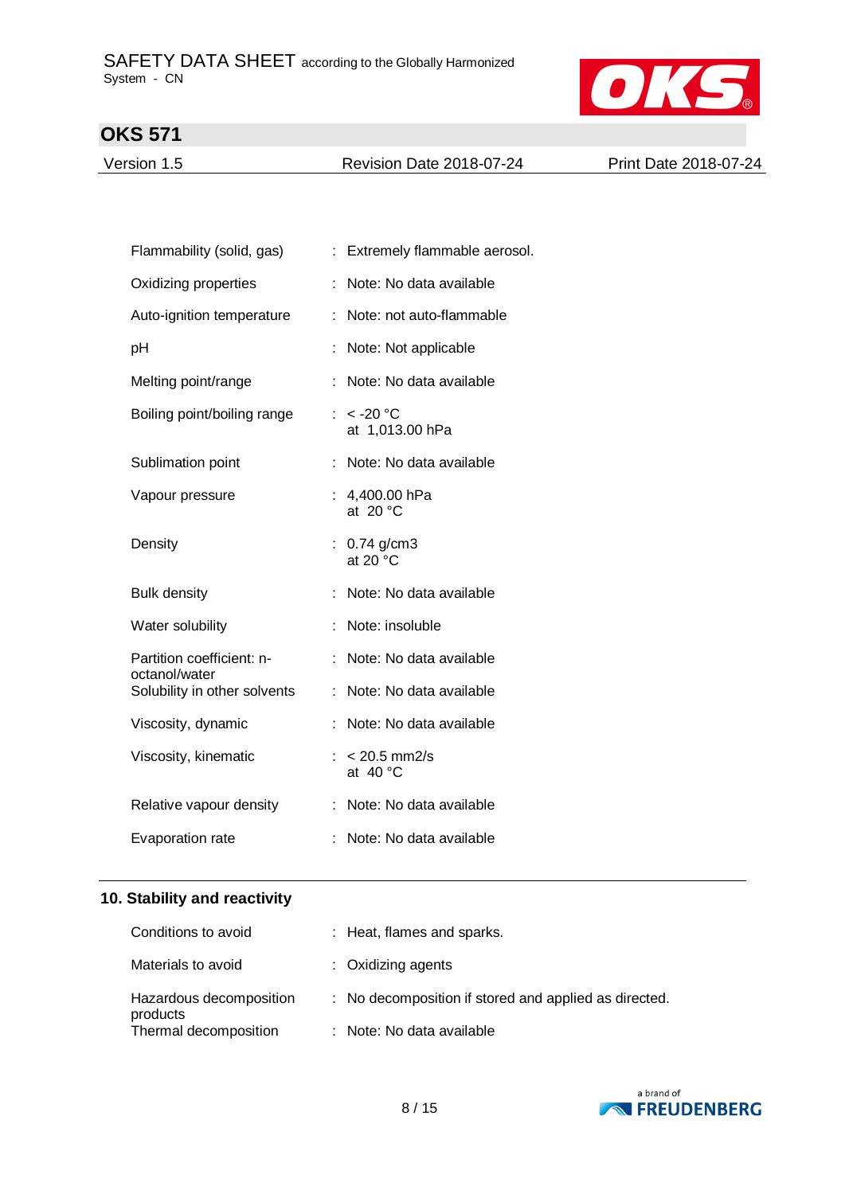| | | |
|---|---|---|
| Flammability (solid, gas) | : | Extremely flammable aerosol. |
| Oxidizing properties | : | Note: No data available |
| Auto-ignition temperature | : | Note: not auto-flammable |
| pH | : | Note: Not applicable |
| Melting point/range | : | Note: No data available |
| Boiling point/boiling range | : | < -20 °C at 1,013.00 hPa |
| Sublimation point | : | Note: No data available |
| Vapour pressure | : | 4,400.00 hPa at 20 °C |
| Density | : | 0.74 g/cm3 at 20 °C |
| Bulk density | : | Note: No data available |
| Water solubility | : | Note: insoluble |
| Partition coefficient: n-octanol/water | : | Note: No data available |
| Solubility in other solvents | : | Note: No data available |
| Viscosity, dynamic | : | Note: No data available |
| Viscosity, kinematic | : | < 20.5 mm2/s at 40 °C |
| Relative vapour density | : | Note: No data available |
| Evaporation rate | : | Note: No data available |

## 10. Stability and reactivity

| | | |
|---|---|---|
| Conditions to avoid | : | Heat, flames and sparks. |
| Materials to avoid | : | Oxidizing agents |
| Hazardous decomposition products | : | No decomposition if stored and applied as directed. |
| Thermal decomposition | : | Note: No data available |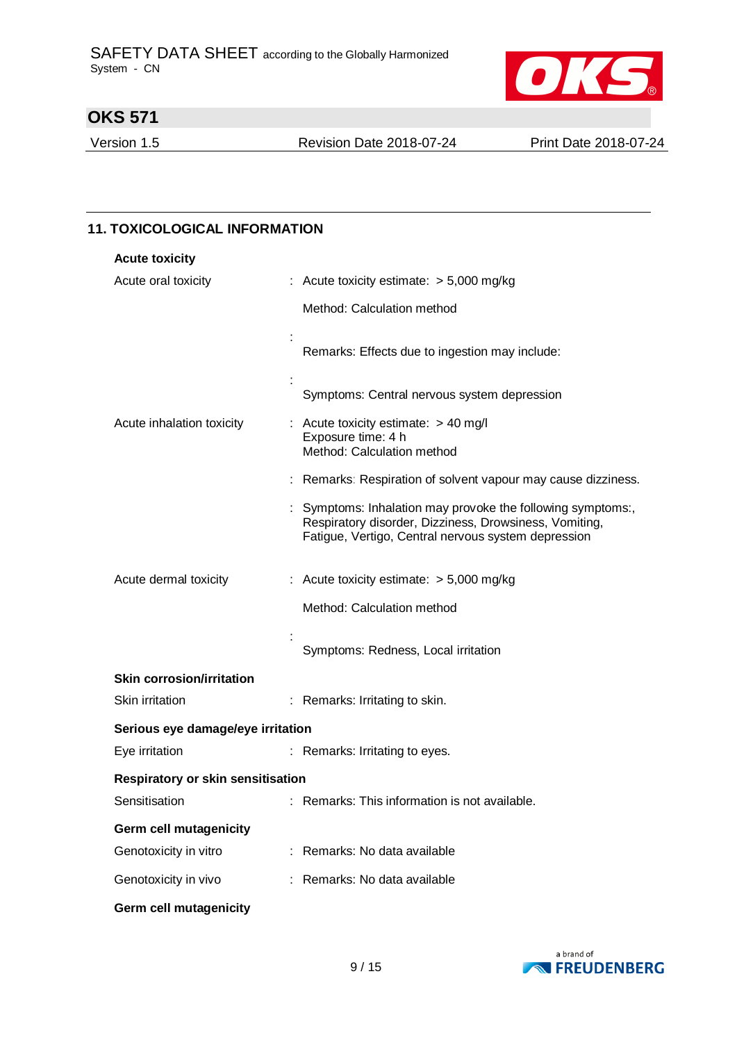## 11. TOXICOLOGICAL INFORMATION

### Acute toxicity

Acute oral toxicity : Acute toxicity estimate: > 5,000 mg/kg

Method: Calculation method

: Remarks: Effects due to ingestion may include:

: Symptoms: Central nervous system depression

Acute inhalation toxicity : Acute toxicity estimate: > 40 mg/l
Exposure time: 4 h
Method: Calculation method

: Remarks: Respiration of solvent vapour may cause dizziness.

: Symptoms: Inhalation may provoke the following symptoms:, Respiratory disorder, Dizziness, Drowsiness, Vomiting, Fatigue, Vertigo, Central nervous system depression

Acute dermal toxicity : Acute toxicity estimate: > 5,000 mg/kg

Method: Calculation method

: Symptoms: Redness, Local irritation

### Skin corrosion/irritation

Skin irritation : Remarks: Irritating to skin.

### Serious eye damage/eye irritation

Eye irritation : Remarks: Irritating to eyes.

### Respiratory or skin sensitisation

Sensitisation : Remarks: This information is not available.

### Germ cell mutagenicity

Genotoxicity in vitro : Remarks: No data available

Genotoxicity in vivo : Remarks: No data available

### Germ cell mutagenicity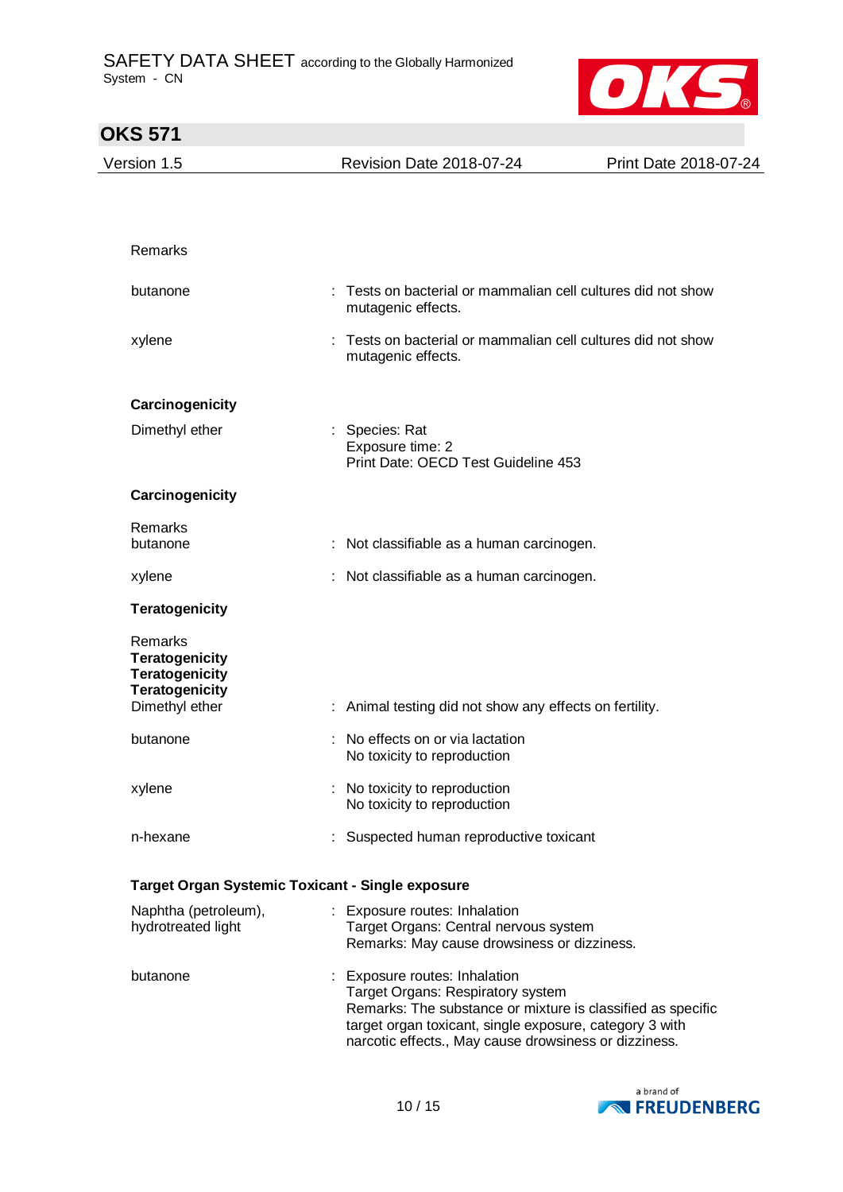Remarks

| | |
|---|---|
| butanone | : Tests on bacterial or mammalian cell cultures did not show mutagenic effects. |
| xylene | : Tests on bacterial or mammalian cell cultures did not show mutagenic effects. |

**Carcinogenicity**

| | |
|---|---|
| Dimethyl ether | : Species: Rat<br>Exposure time: 2<br>Print Date: OECD Test Guideline 453 |

**Carcinogenicity**

Remarks

| | |
|---|---|
| butanone | : Not classifiable as a human carcinogen. |
| xylene | : Not classifiable as a human carcinogen. |

**Teratogenicity**

Remarks
**Teratogenicity**
**Teratogenicity**
**Teratogenicity**

| | |
|---|---|
| Dimethyl ether | : Animal testing did not show any effects on fertility. |
| butanone | : No effects on or via lactation<br>No toxicity to reproduction |
| xylene | : No toxicity to reproduction<br>No toxicity to reproduction |
| n-hexane | : Suspected human reproductive toxicant |

**Target Organ Systemic Toxicant - Single exposure**

| | |
|---|---|
| Naphtha (petroleum), hydrotreated light | : Exposure routes: Inhalation<br>Target Organs: Central nervous system<br>Remarks: May cause drowsiness or dizziness. |
| butanone | : Exposure routes: Inhalation<br>Target Organs: Respiratory system<br>Remarks: The substance or mixture is classified as specific target organ toxicant, single exposure, category 3 with narcotic effects., May cause drowsiness or dizziness. |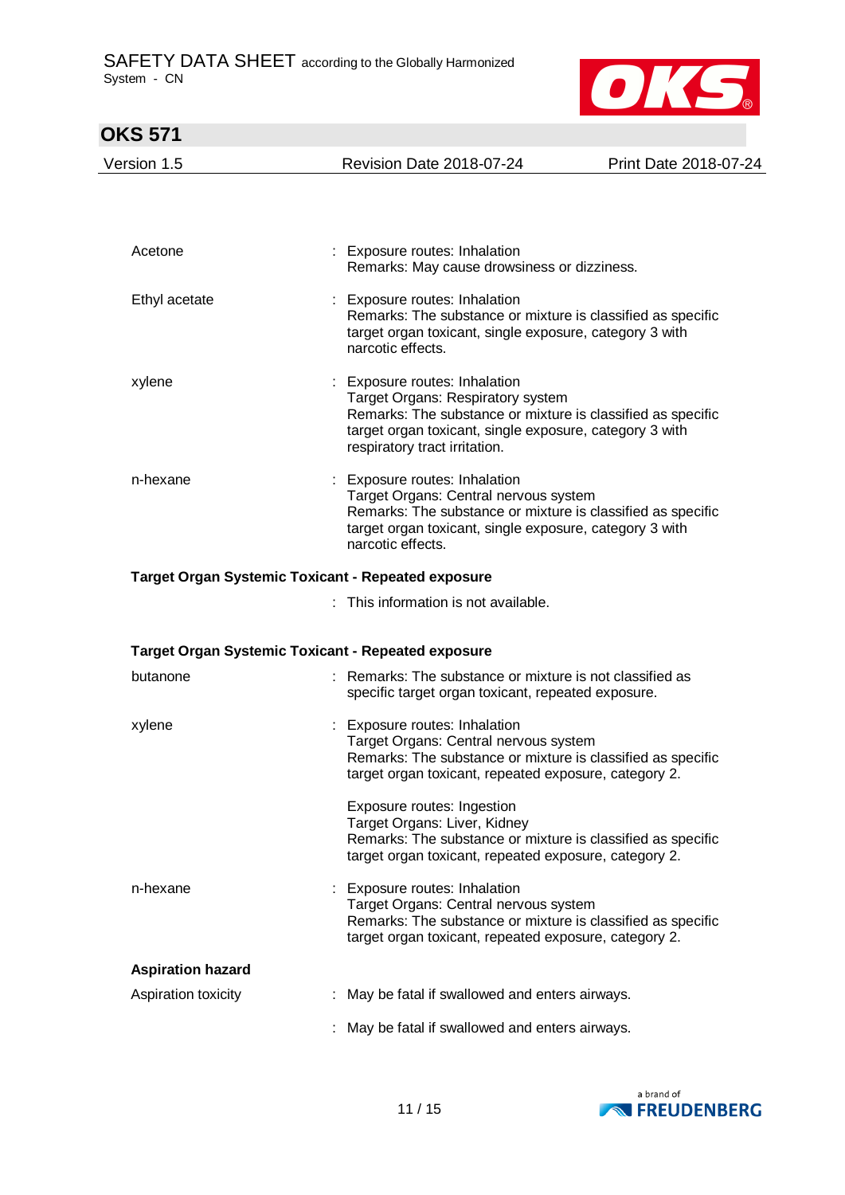Acetone : Exposure routes: Inhalation
Remarks: May cause drowsiness or dizziness.

Ethyl acetate : Exposure routes: Inhalation
Remarks: The substance or mixture is classified as specific target organ toxicant, single exposure, category 3 with narcotic effects.

xylene : Exposure routes: Inhalation
Target Organs: Respiratory system
Remarks: The substance or mixture is classified as specific target organ toxicant, single exposure, category 3 with respiratory tract irritation.

n-hexane : Exposure routes: Inhalation
Target Organs: Central nervous system
Remarks: The substance or mixture is classified as specific target organ toxicant, single exposure, category 3 with narcotic effects.

**Target Organ Systemic Toxicant - Repeated exposure**

: This information is not available.

**Target Organ Systemic Toxicant - Repeated exposure**

butanone : Remarks: The substance or mixture is not classified as specific target organ toxicant, repeated exposure.

xylene : Exposure routes: Inhalation
Target Organs: Central nervous system
Remarks: The substance or mixture is classified as specific target organ toxicant, repeated exposure, category 2.

Exposure routes: Ingestion
Target Organs: Liver, Kidney
Remarks: The substance or mixture is classified as specific target organ toxicant, repeated exposure, category 2.

n-hexane : Exposure routes: Inhalation
Target Organs: Central nervous system
Remarks: The substance or mixture is classified as specific target organ toxicant, repeated exposure, category 2.

**Aspiration hazard**

Aspiration toxicity : May be fatal if swallowed and enters airways.

: May be fatal if swallowed and enters airways.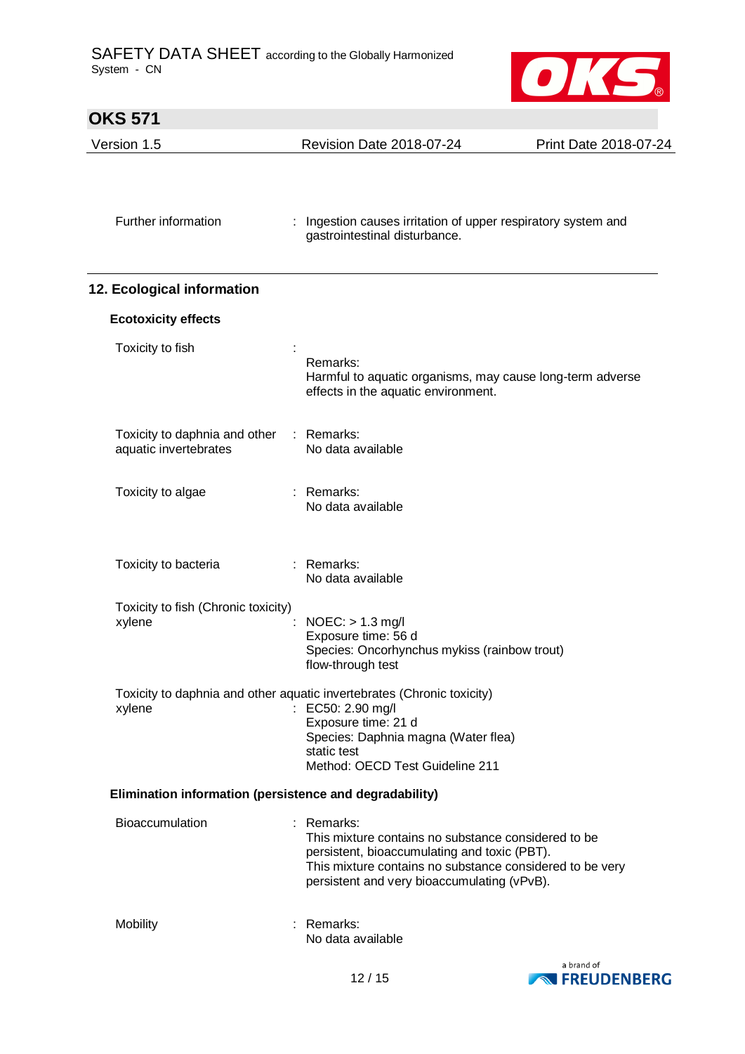Further information : Ingestion causes irritation of upper respiratory system and gastrointestinal disturbance.

## 12. Ecological information

### Ecotoxicity effects

Toxicity to fish :
Remarks:
Harmful to aquatic organisms, may cause long-term adverse effects in the aquatic environment.

Toxicity to daphnia and other aquatic invertebrates : Remarks:
No data available

Toxicity to algae : Remarks:
No data available

Toxicity to bacteria : Remarks:
No data available

Toxicity to fish (Chronic toxicity)
xylene : NOEC: > 1.3 mg/l
Exposure time: 56 d
Species: Oncorhynchus mykiss (rainbow trout)
flow-through test

Toxicity to daphnia and other aquatic invertebrates (Chronic toxicity)
xylene : EC50: 2.90 mg/l
Exposure time: 21 d
Species: Daphnia magna (Water flea)
static test
Method: OECD Test Guideline 211

### Elimination information (persistence and degradability)

Bioaccumulation : Remarks:
This mixture contains no substance considered to be persistent, bioaccumulating and toxic (PBT).
This mixture contains no substance considered to be very persistent and very bioaccumulating (vPvB).

Mobility : Remarks:
No data available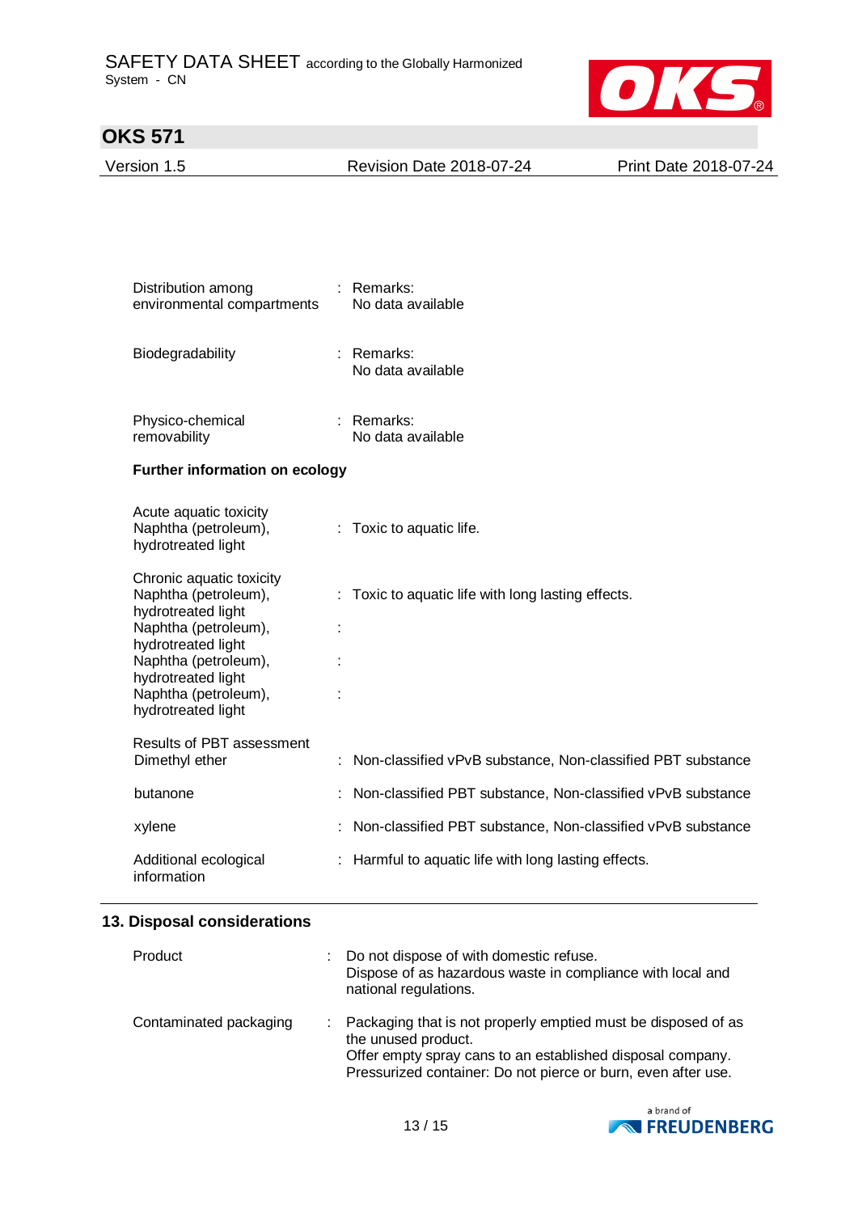| | | |
|---|---|---|
| Distribution among environmental compartments | : | Remarks: No data available |
| Biodegradability | : | Remarks: No data available |
| Physico-chemical removability | : | Remarks: No data available |

**Further information on ecology**

| | | |
|---|---|---|
| Acute aquatic toxicity Naphtha (petroleum), hydrotreated light | : | Toxic to aquatic life. |
| Chronic aquatic toxicity Naphtha (petroleum), hydrotreated light | : | Toxic to aquatic life with long lasting effects. |
| Naphtha (petroleum), hydrotreated light | : | |
| Naphtha (petroleum), hydrotreated light | : | |
| Naphtha (petroleum), hydrotreated light | : | |
| Results of PBT assessment Dimethyl ether | : | Non-classified vPvB substance, Non-classified PBT substance |
| butanone | : | Non-classified PBT substance, Non-classified vPvB substance |
| xylene | : | Non-classified PBT substance, Non-classified vPvB substance |
| Additional ecological information | : | Harmful to aquatic life with long lasting effects. |

## 13. Disposal considerations

| | | |
|---|---|---|
| Product | : | Do not dispose of with domestic refuse. Dispose of as hazardous waste in compliance with local and national regulations. |
| Contaminated packaging | : | Packaging that is not properly emptied must be disposed of as the unused product. Offer empty spray cans to an established disposal company. Pressurized container: Do not pierce or burn, even after use. |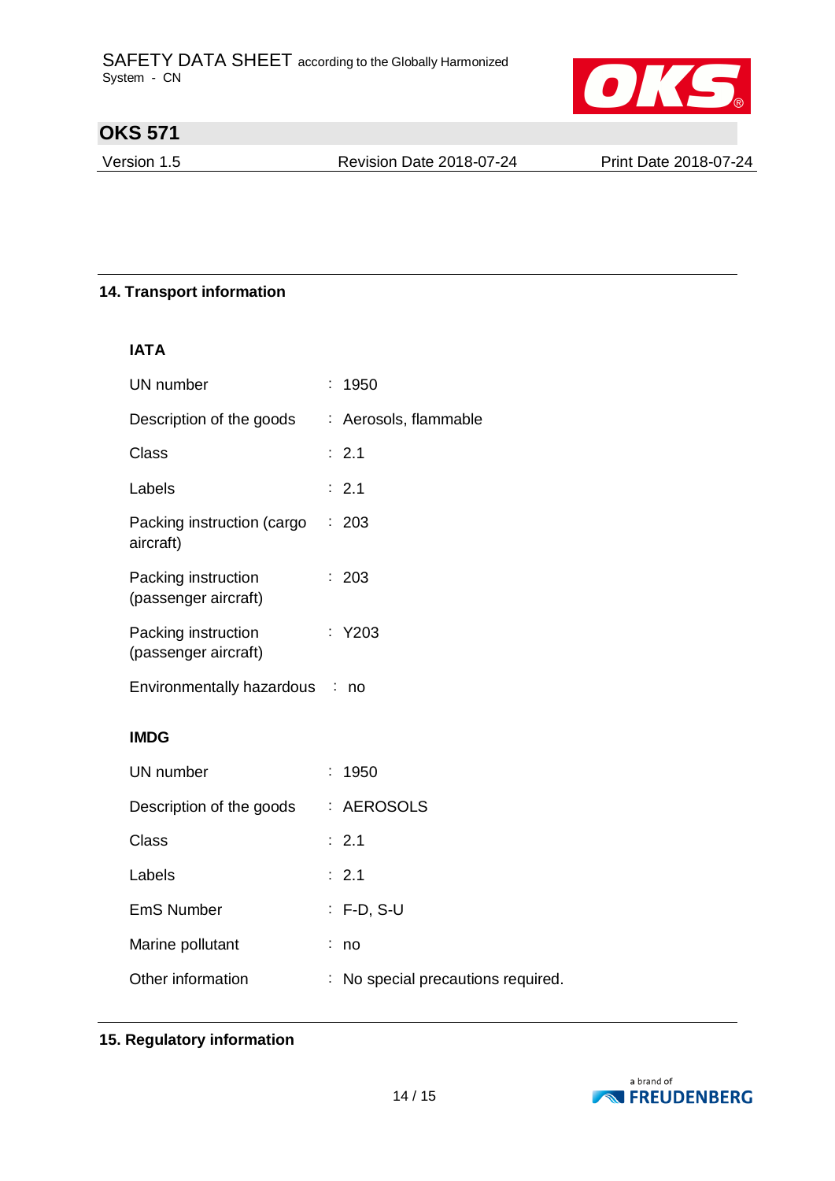## 14. Transport information

### IATA

| | |
|---|---|
| UN number | : 1950 |
| Description of the goods | : Aerosols, flammable |
| Class | : 2.1 |
| Labels | : 2.1 |
| Packing instruction (cargo aircraft) | : 203 |
| Packing instruction (passenger aircraft) | : 203 |
| Packing instruction (passenger aircraft) | : Y203 |
| Environmentally hazardous | : no |

### IMDG

| | |
|---|---|
| UN number | : 1950 |
| Description of the goods | : AEROSOLS |
| Class | : 2.1 |
| Labels | : 2.1 |
| EmS Number | : F-D, S-U |
| Marine pollutant | : no |
| Other information | : No special precautions required. |

## 15. Regulatory information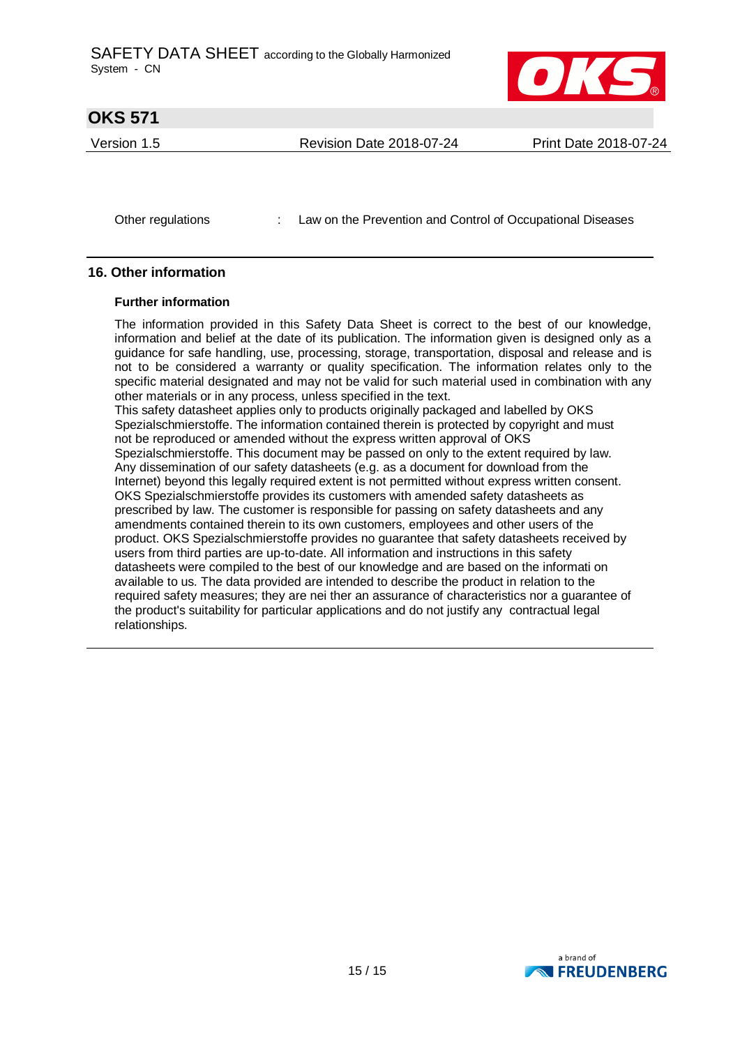Other regulations : Law on the Prevention and Control of Occupational Diseases

## 16. Other information

### Further information

The information provided in this Safety Data Sheet is correct to the best of our knowledge, information and belief at the date of its publication. The information given is designed only as a guidance for safe handling, use, processing, storage, transportation, disposal and release and is not to be considered a warranty or quality specification. The information relates only to the specific material designated and may not be valid for such material used in combination with any other materials or in any process, unless specified in the text.
This safety datasheet applies only to products originally packaged and labelled by OKS Spezialschmierstoffe. The information contained therein is protected by copyright and must not be reproduced or amended without the express written approval of OKS Spezialschmierstoffe. This document may be passed on only to the extent required by law. Any dissemination of our safety datasheets (e.g. as a document for download from the Internet) beyond this legally required extent is not permitted without express written consent. OKS Spezialschmierstoffe provides its customers with amended safety datasheets as prescribed by law. The customer is responsible for passing on safety datasheets and any amendments contained therein to its own customers, employees and other users of the product. OKS Spezialschmierstoffe provides no guarantee that safety datasheets received by users from third parties are up-to-date. All information and instructions in this safety datasheets were compiled to the best of our knowledge and are based on the informati on available to us. The data provided are intended to describe the product in relation to the required safety measures; they are nei ther an assurance of characteristics nor a guarantee of the product's suitability for particular applications and do not justify any contractual legal relationships.